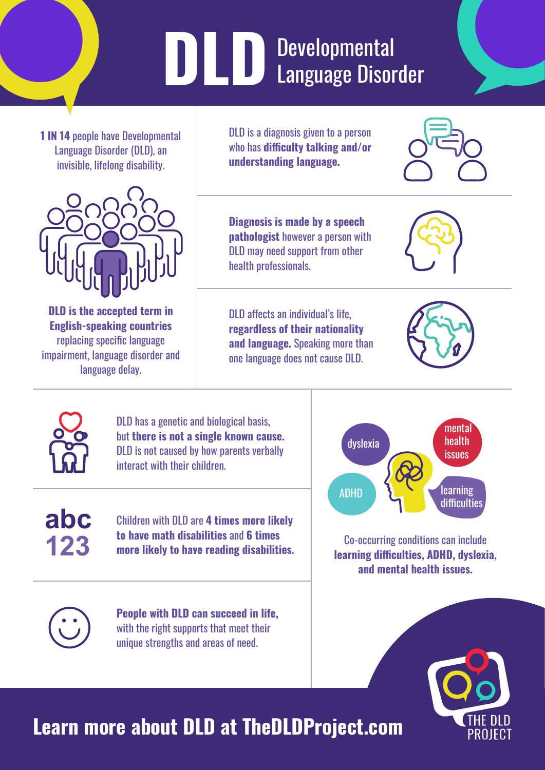# DLD Developmental Language Disorder

**1 IN 14** people have Developmental Language Disorder (DLD), an invisible, lifelong disability.

**DLD is the accepted term in English-speaking countries** replacing specific language impairment, language disorder and language delay.

DLD is a diagnosis given to a person who has **difficulty talking and/or understanding language.**

**Diagnosis is made by a speech pathologist** however a person with DLD may need support from other health professionals.

DLD affects an individual's life, **regardless of their nationality and language.** Speaking more than one language does not cause DLD.

DLD has a genetic and biological basis, but **there is not a single known cause.** DLD is not caused by how parents verbally interact with their children.

Children with DLD are **4 times more likely to have math disabilities** and **6 times more likely to have reading disabilities.**

**People with DLD can succeed in life,** with the right supports that meet their unique strengths and areas of need.

dyslexia · mental health issues · ADHD · learning difficulties

Co-occurring conditions can include **learning difficulties, ADHD, dyslexia, and mental health issues.**

## Learn more about DLD at TheDLDProject.com

THE DLD PROJECT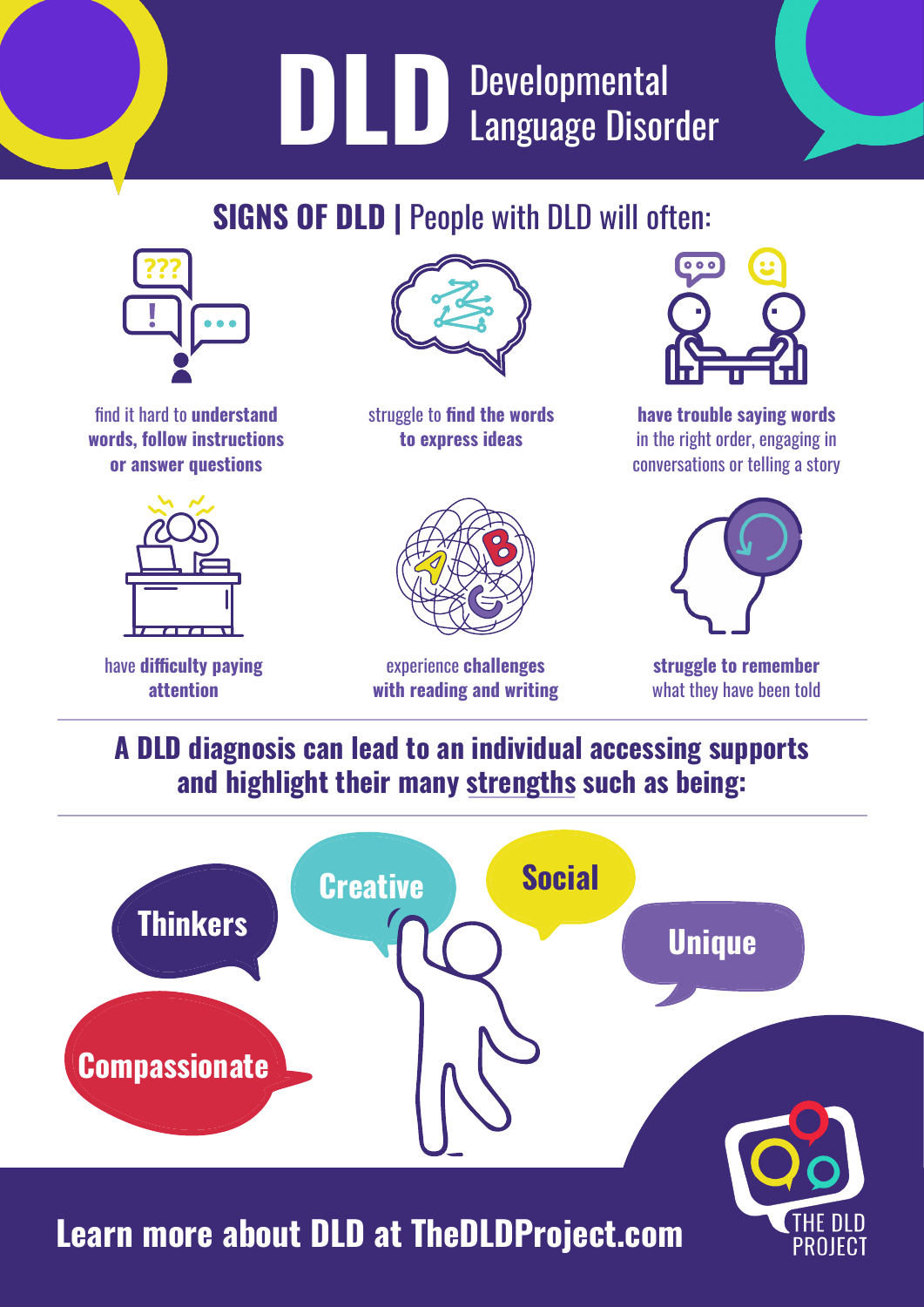# DLD Developmental Language Disorder

## SIGNS OF DLD | People with DLD will often:

- find it hard to **understand words, follow instructions or answer questions**
- struggle to **find the words to express ideas**
- **have trouble saying words** in the right order, engaging in conversations or telling a story
- have **difficulty paying attention**
- experience **challenges with reading and writing**
- **struggle to remember** what they have been told

## A DLD diagnosis can lead to an individual accessing supports and highlight their many strengths such as being:

- Thinkers
- Creative
- Social
- Unique
- Compassionate

**Learn more about DLD at TheDLDProject.com**

THE DLD PROJECT